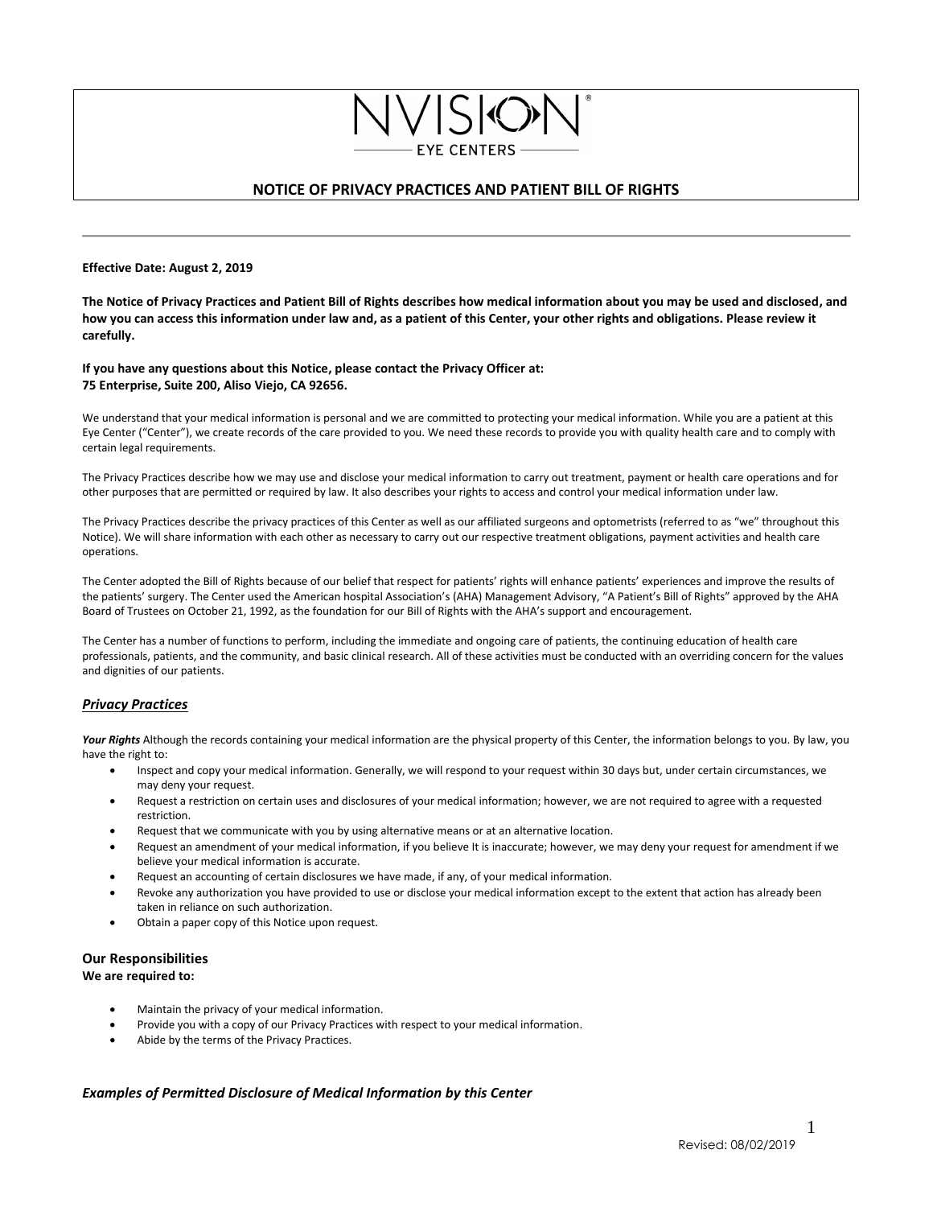NVISION®

EYE CENTERS

# NOTICE OF PRIVACY PRACTICES AND PATIENT BILL OF RIGHTS

---

**Effective Date: August 2, 2019**

**The Notice of Privacy Practices and Patient Bill of Rights describes how medical information about you may be used and disclosed, and how you can access this information under law and, as a patient of this Center, your other rights and obligations. Please review it carefully.**

**If you have any questions about this Notice, please contact the Privacy Officer at:**
**75 Enterprise, Suite 200, Aliso Viejo, CA 92656.**

We understand that your medical information is personal and we are committed to protecting your medical information. While you are a patient at this Eye Center ("Center"), we create records of the care provided to you. We need these records to provide you with quality health care and to comply with certain legal requirements.

The Privacy Practices describe how we may use and disclose your medical information to carry out treatment, payment or health care operations and for other purposes that are permitted or required by law. It also describes your rights to access and control your medical information under law.

The Privacy Practices describe the privacy practices of this Center as well as our affiliated surgeons and optometrists (referred to as "we" throughout this Notice). We will share information with each other as necessary to carry out our respective treatment obligations, payment activities and health care operations.

The Center adopted the Bill of Rights because of our belief that respect for patients' rights will enhance patients' experiences and improve the results of the patients' surgery. The Center used the American hospital Association's (AHA) Management Advisory, "A Patient's Bill of Rights" approved by the AHA Board of Trustees on October 21, 1992, as the foundation for our Bill of Rights with the AHA's support and encouragement.

The Center has a number of functions to perform, including the immediate and ongoing care of patients, the continuing education of health care professionals, patients, and the community, and basic clinical research. All of these activities must be conducted with an overriding concern for the values and dignities of our patients.

## ***Privacy Practices***

***Your Rights*** Although the records containing your medical information are the physical property of this Center, the information belongs to you. By law, you have the right to:

- Inspect and copy your medical information. Generally, we will respond to your request within 30 days but, under certain circumstances, we may deny your request.
- Request a restriction on certain uses and disclosures of your medical information; however, we are not required to agree with a requested restriction.
- Request that we communicate with you by using alternative means or at an alternative location.
- Request an amendment of your medical information, if you believe It is inaccurate; however, we may deny your request for amendment if we believe your medical information is accurate.
- Request an accounting of certain disclosures we have made, if any, of your medical information.
- Revoke any authorization you have provided to use or disclose your medical information except to the extent that action has already been taken in reliance on such authorization.
- Obtain a paper copy of this Notice upon request.

### Our Responsibilities

**We are required to:**

- Maintain the privacy of your medical information.
- Provide you with a copy of our Privacy Practices with respect to your medical information.
- Abide by the terms of the Privacy Practices.

### *Examples of Permitted Disclosure of Medical Information by this Center*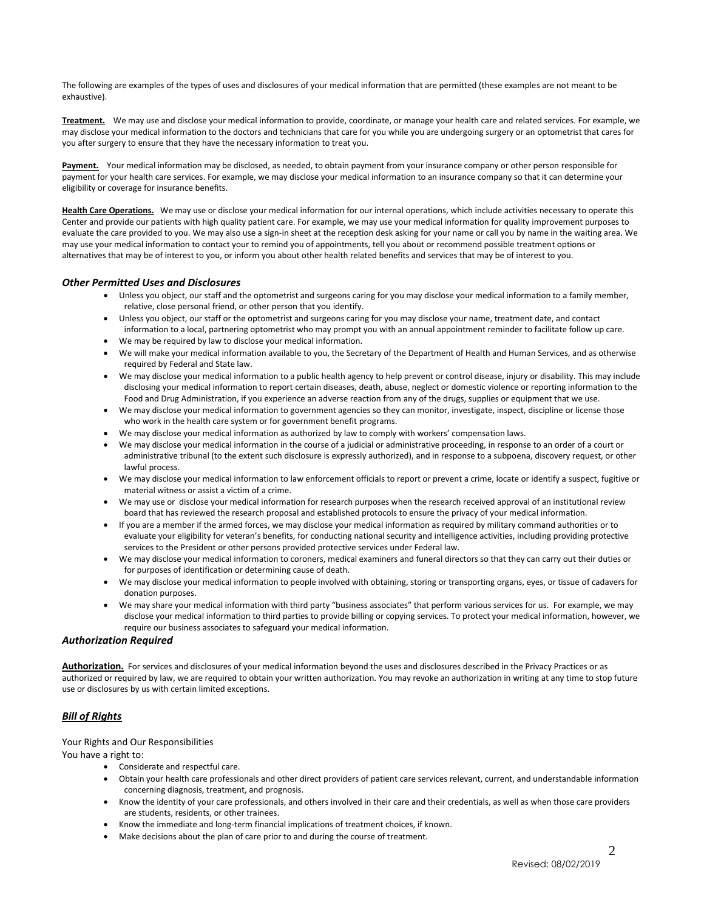The following are examples of the types of uses and disclosures of your medical information that are permitted (these examples are not meant to be exhaustive).

**Treatment.** We may use and disclose your medical information to provide, coordinate, or manage your health care and related services. For example, we may disclose your medical information to the doctors and technicians that care for you while you are undergoing surgery or an optometrist that cares for you after surgery to ensure that they have the necessary information to treat you.

**Payment.** Your medical information may be disclosed, as needed, to obtain payment from your insurance company or other person responsible for payment for your health care services. For example, we may disclose your medical information to an insurance company so that it can determine your eligibility or coverage for insurance benefits.

**Health Care Operations.** We may use or disclose your medical information for our internal operations, which include activities necessary to operate this Center and provide our patients with high quality patient care. For example, we may use your medical information for quality improvement purposes to evaluate the care provided to you. We may also use a sign-in sheet at the reception desk asking for your name or call you by name in the waiting area. We may use your medical information to contact your to remind you of appointments, tell you about or recommend possible treatment options or alternatives that may be of interest to you, or inform you about other health related benefits and services that may be of interest to you.

### *Other Permitted Uses and Disclosures*

- Unless you object, our staff and the optometrist and surgeons caring for you may disclose your medical information to a family member, relative, close personal friend, or other person that you identify.
- Unless you object, our staff or the optometrist and surgeons caring for you may disclose your name, treatment date, and contact information to a local, partnering optometrist who may prompt you with an annual appointment reminder to facilitate follow up care.
- We may be required by law to disclose your medical information.
- We will make your medical information available to you, the Secretary of the Department of Health and Human Services, and as otherwise required by Federal and State law.
- We may disclose your medical information to a public health agency to help prevent or control disease, injury or disability. This may include disclosing your medical information to report certain diseases, death, abuse, neglect or domestic violence or reporting information to the Food and Drug Administration, if you experience an adverse reaction from any of the drugs, supplies or equipment that we use.
- We may disclose your medical information to government agencies so they can monitor, investigate, inspect, discipline or license those who work in the health care system or for government benefit programs.
- We may disclose your medical information as authorized by law to comply with workers' compensation laws.
- We may disclose your medical information in the course of a judicial or administrative proceeding, in response to an order of a court or administrative tribunal (to the extent such disclosure is expressly authorized), and in response to a subpoena, discovery request, or other lawful process.
- We may disclose your medical information to law enforcement officials to report or prevent a crime, locate or identify a suspect, fugitive or material witness or assist a victim of a crime.
- We may use or disclose your medical information for research purposes when the research received approval of an institutional review board that has reviewed the research proposal and established protocols to ensure the privacy of your medical information.
- If you are a member if the armed forces, we may disclose your medical information as required by military command authorities or to evaluate your eligibility for veteran's benefits, for conducting national security and intelligence activities, including providing protective services to the President or other persons provided protective services under Federal law.
- We may disclose your medical information to coroners, medical examiners and funeral directors so that they can carry out their duties or for purposes of identification or determining cause of death.
- We may disclose your medical information to people involved with obtaining, storing or transporting organs, eyes, or tissue of cadavers for donation purposes.
- We may share your medical information with third party "business associates" that perform various services for us. For example, we may disclose your medical information to third parties to provide billing or copying services. To protect your medical information, however, we require our business associates to safeguard your medical information.

### *Authorization Required*

**Authorization.** For services and disclosures of your medical information beyond the uses and disclosures described in the Privacy Practices or as authorized or required by law, we are required to obtain your written authorization. You may revoke an authorization in writing at any time to stop future use or disclosures by us with certain limited exceptions.

## ***Bill of Rights***

Your Rights and Our Responsibilities

You have a right to:

- Considerate and respectful care.
- Obtain your health care professionals and other direct providers of patient care services relevant, current, and understandable information concerning diagnosis, treatment, and prognosis.
- Know the identity of your care professionals, and others involved in their care and their credentials, as well as when those care providers are students, residents, or other trainees.
- Know the immediate and long-term financial implications of treatment choices, if known.
- Make decisions about the plan of care prior to and during the course of treatment.

Revised: 08/02/2019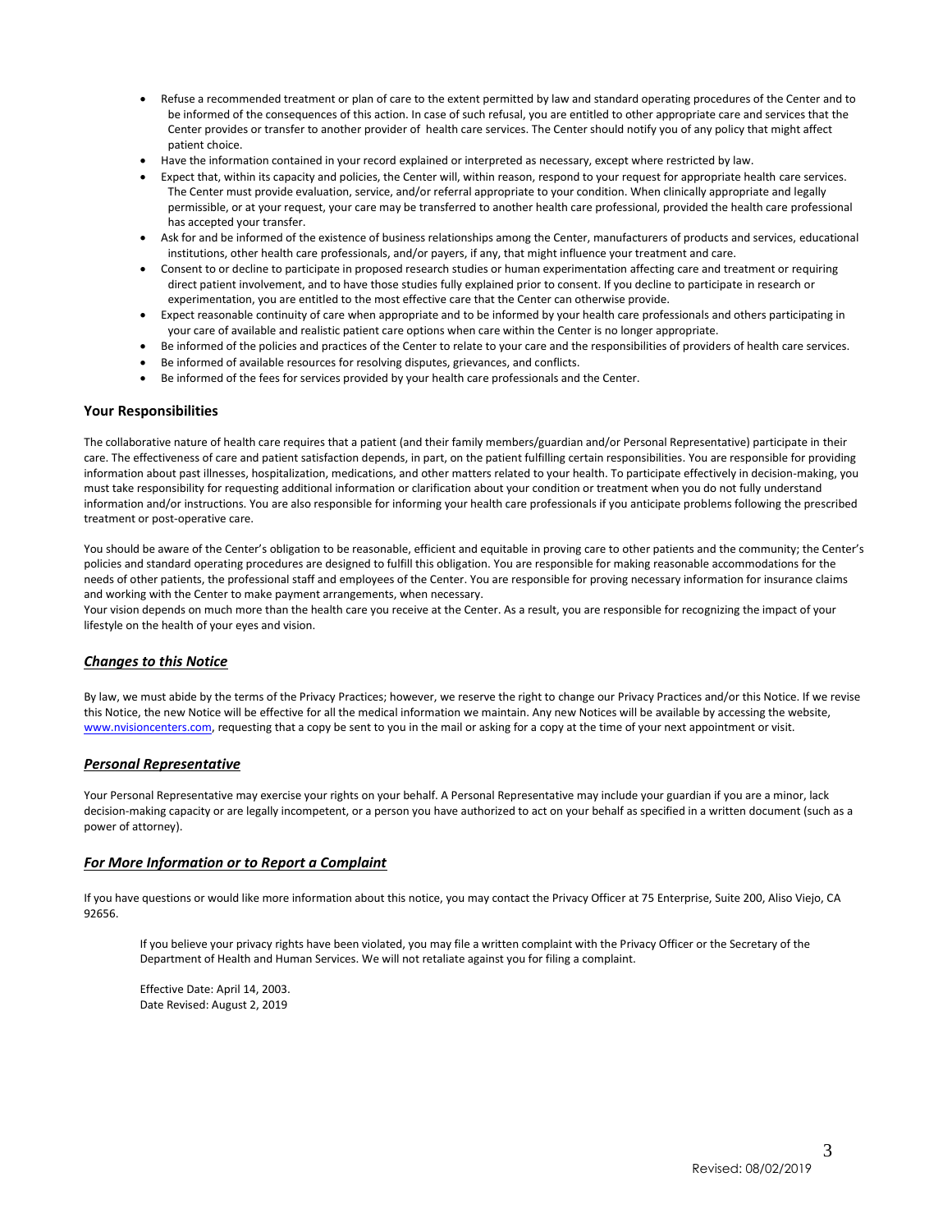- Refuse a recommended treatment or plan of care to the extent permitted by law and standard operating procedures of the Center and to be informed of the consequences of this action. In case of such refusal, you are entitled to other appropriate care and services that the Center provides or transfer to another provider of health care services. The Center should notify you of any policy that might affect patient choice.
- Have the information contained in your record explained or interpreted as necessary, except where restricted by law.
- Expect that, within its capacity and policies, the Center will, within reason, respond to your request for appropriate health care services. The Center must provide evaluation, service, and/or referral appropriate to your condition. When clinically appropriate and legally permissible, or at your request, your care may be transferred to another health care professional, provided the health care professional has accepted your transfer.
- Ask for and be informed of the existence of business relationships among the Center, manufacturers of products and services, educational institutions, other health care professionals, and/or payers, if any, that might influence your treatment and care.
- Consent to or decline to participate in proposed research studies or human experimentation affecting care and treatment or requiring direct patient involvement, and to have those studies fully explained prior to consent. If you decline to participate in research or experimentation, you are entitled to the most effective care that the Center can otherwise provide.
- Expect reasonable continuity of care when appropriate and to be informed by your health care professionals and others participating in your care of available and realistic patient care options when care within the Center is no longer appropriate.
- Be informed of the policies and practices of the Center to relate to your care and the responsibilities of providers of health care services.
- Be informed of available resources for resolving disputes, grievances, and conflicts.
- Be informed of the fees for services provided by your health care professionals and the Center.

### Your Responsibilities

The collaborative nature of health care requires that a patient (and their family members/guardian and/or Personal Representative) participate in their care. The effectiveness of care and patient satisfaction depends, in part, on the patient fulfilling certain responsibilities. You are responsible for providing information about past illnesses, hospitalization, medications, and other matters related to your health. To participate effectively in decision-making, you must take responsibility for requesting additional information or clarification about your condition or treatment when you do not fully understand information and/or instructions. You are also responsible for informing your health care professionals if you anticipate problems following the prescribed treatment or post-operative care.

You should be aware of the Center's obligation to be reasonable, efficient and equitable in proving care to other patients and the community; the Center's policies and standard operating procedures are designed to fulfill this obligation. You are responsible for making reasonable accommodations for the needs of other patients, the professional staff and employees of the Center. You are responsible for proving necessary information for insurance claims and working with the Center to make payment arrangements, when necessary.
Your vision depends on much more than the health care you receive at the Center. As a result, you are responsible for recognizing the impact of your lifestyle on the health of your eyes and vision.

### ***Changes to this Notice***

By law, we must abide by the terms of the Privacy Practices; however, we reserve the right to change our Privacy Practices and/or this Notice. If we revise this Notice, the new Notice will be effective for all the medical information we maintain. Any new Notices will be available by accessing the website, www.nvisioncenters.com, requesting that a copy be sent to you in the mail or asking for a copy at the time of your next appointment or visit.

### ***Personal Representative***

Your Personal Representative may exercise your rights on your behalf. A Personal Representative may include your guardian if you are a minor, lack decision-making capacity or are legally incompetent, or a person you have authorized to act on your behalf as specified in a written document (such as a power of attorney).

### ***For More Information or to Report a Complaint***

If you have questions or would like more information about this notice, you may contact the Privacy Officer at 75 Enterprise, Suite 200, Aliso Viejo, CA 92656.

If you believe your privacy rights have been violated, you may file a written complaint with the Privacy Officer or the Secretary of the Department of Health and Human Services. We will not retaliate against you for filing a complaint.

Effective Date: April 14, 2003.
Date Revised: August 2, 2019